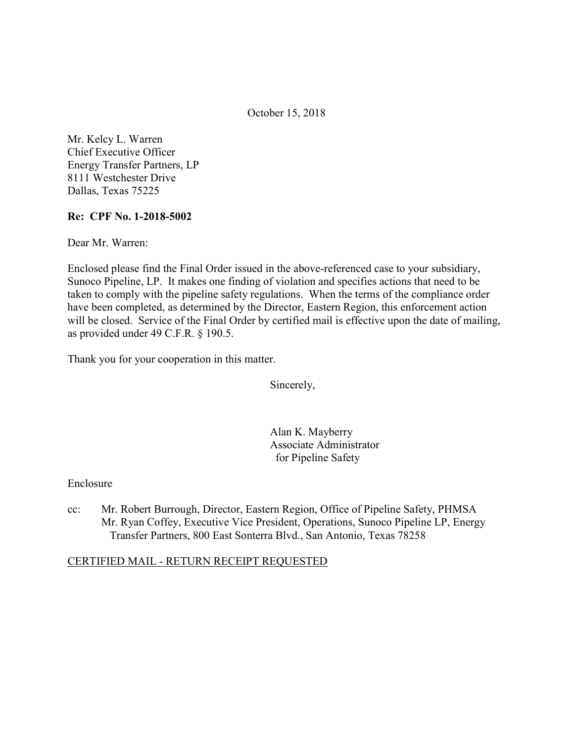October 15, 2018

Mr. Kelcy L. Warren
Chief Executive Officer
Energy Transfer Partners, LP
8111 Westchester Drive
Dallas, Texas 75225

**Re: CPF No. 1-2018-5002**

Dear Mr. Warren:

Enclosed please find the Final Order issued in the above-referenced case to your subsidiary, Sunoco Pipeline, LP. It makes one finding of violation and specifies actions that need to be taken to comply with the pipeline safety regulations. When the terms of the compliance order have been completed, as determined by the Director, Eastern Region, this enforcement action will be closed. Service of the Final Order by certified mail is effective upon the date of mailing, as provided under 49 C.F.R. § 190.5.

Thank you for your cooperation in this matter.

Sincerely,

Alan K. Mayberry
Associate Administrator
for Pipeline Safety

Enclosure

cc: Mr. Robert Burrough, Director, Eastern Region, Office of Pipeline Safety, PHMSA
Mr. Ryan Coffey, Executive Vice President, Operations, Sunoco Pipeline LP, Energy Transfer Partners, 800 East Sonterra Blvd., San Antonio, Texas 78258

CERTIFIED MAIL - RETURN RECEIPT REQUESTED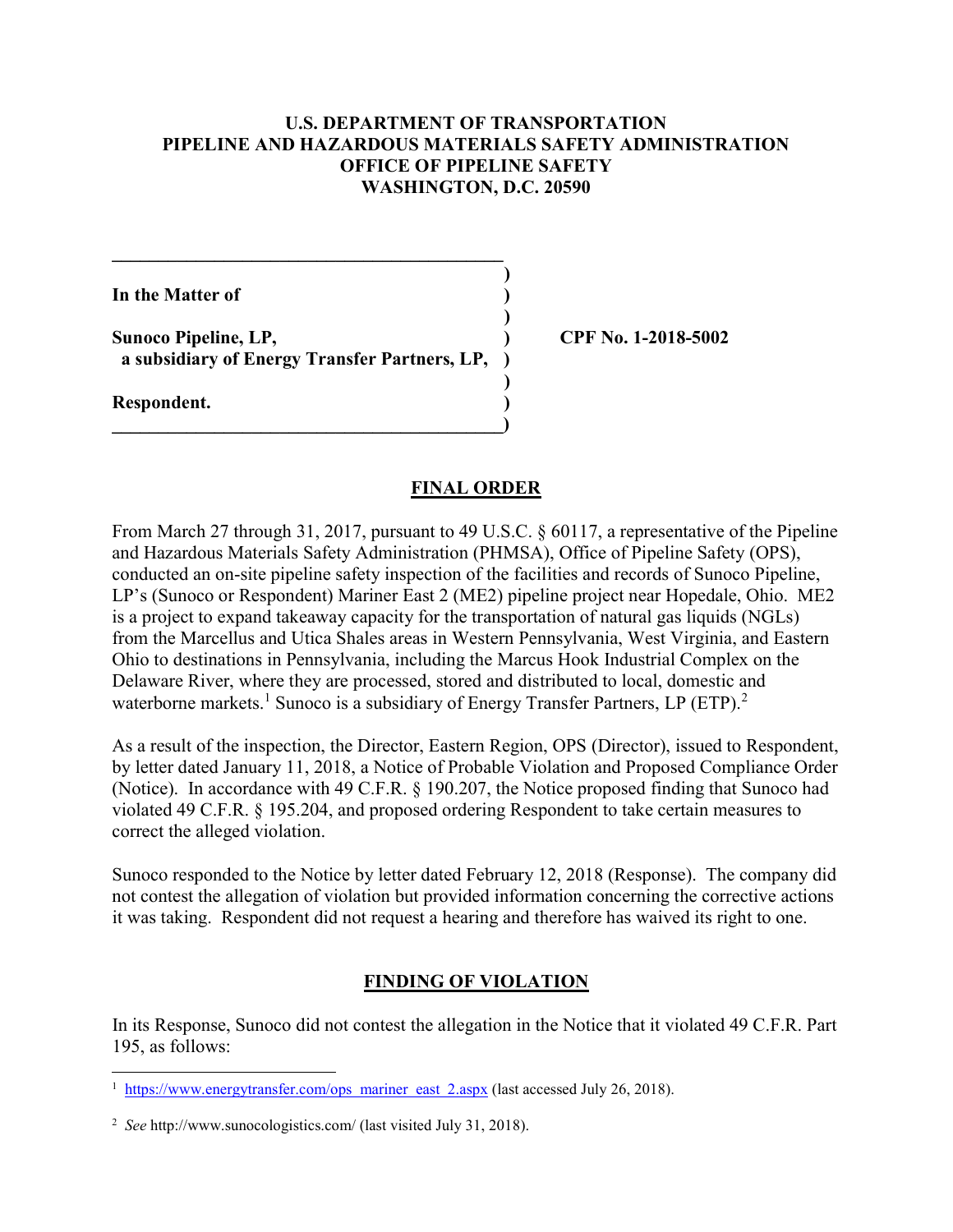**U.S. DEPARTMENT OF TRANSPORTATION**
**PIPELINE AND HAZARDOUS MATERIALS SAFETY ADMINISTRATION**
**OFFICE OF PIPELINE SAFETY**
**WASHINGTON, D.C. 20590**

| | |
|---|---|
| **In the Matter of**<br><br>**Sunoco Pipeline, LP,**<br>**a subsidiary of Energy Transfer Partners, LP,**<br><br>**Respondent.** | **CPF No. 1-2018-5002** |

## FINAL ORDER

From March 27 through 31, 2017, pursuant to 49 U.S.C. § 60117, a representative of the Pipeline and Hazardous Materials Safety Administration (PHMSA), Office of Pipeline Safety (OPS), conducted an on-site pipeline safety inspection of the facilities and records of Sunoco Pipeline, LP's (Sunoco or Respondent) Mariner East 2 (ME2) pipeline project near Hopedale, Ohio. ME2 is a project to expand takeaway capacity for the transportation of natural gas liquids (NGLs) from the Marcellus and Utica Shales areas in Western Pennsylvania, West Virginia, and Eastern Ohio to destinations in Pennsylvania, including the Marcus Hook Industrial Complex on the Delaware River, where they are processed, stored and distributed to local, domestic and waterborne markets.[1] Sunoco is a subsidiary of Energy Transfer Partners, LP (ETP).[2]

As a result of the inspection, the Director, Eastern Region, OPS (Director), issued to Respondent, by letter dated January 11, 2018, a Notice of Probable Violation and Proposed Compliance Order (Notice). In accordance with 49 C.F.R. § 190.207, the Notice proposed finding that Sunoco had violated 49 C.F.R. § 195.204, and proposed ordering Respondent to take certain measures to correct the alleged violation.

Sunoco responded to the Notice by letter dated February 12, 2018 (Response). The company did not contest the allegation of violation but provided information concerning the corrective actions it was taking. Respondent did not request a hearing and therefore has waived its right to one.

## FINDING OF VIOLATION

In its Response, Sunoco did not contest the allegation in the Notice that it violated 49 C.F.R. Part 195, as follows:

---

[1] https://www.energytransfer.com/ops_mariner_east_2.aspx (last accessed July 26, 2018).

[2] *See* http://www.sunocologistics.com/ (last visited July 31, 2018).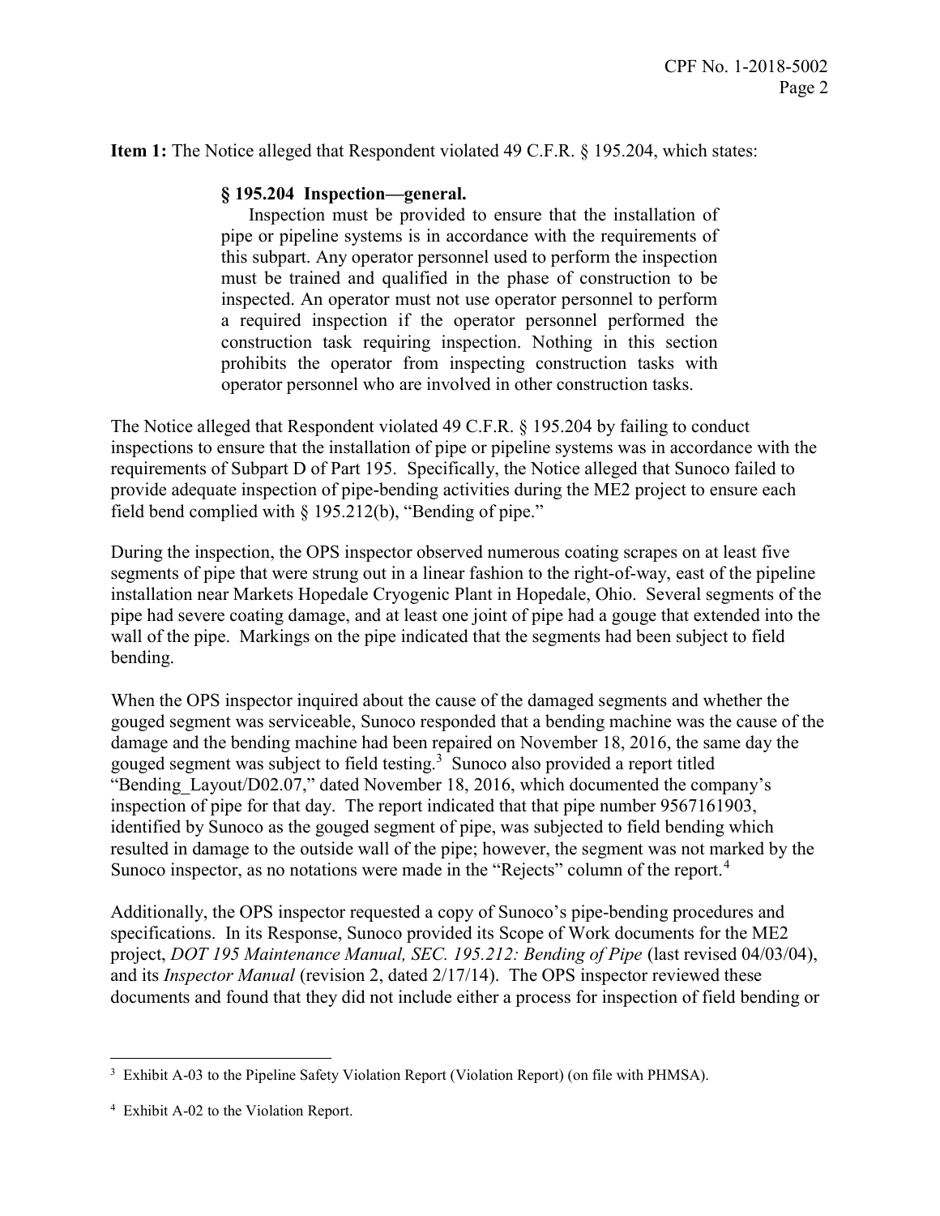**Item 1:** The Notice alleged that Respondent violated 49 C.F.R. § 195.204, which states:

> **§ 195.204 Inspection—general.**
>
> Inspection must be provided to ensure that the installation of pipe or pipeline systems is in accordance with the requirements of this subpart. Any operator personnel used to perform the inspection must be trained and qualified in the phase of construction to be inspected. An operator must not use operator personnel to perform a required inspection if the operator personnel performed the construction task requiring inspection. Nothing in this section prohibits the operator from inspecting construction tasks with operator personnel who are involved in other construction tasks.

The Notice alleged that Respondent violated 49 C.F.R. § 195.204 by failing to conduct inspections to ensure that the installation of pipe or pipeline systems was in accordance with the requirements of Subpart D of Part 195. Specifically, the Notice alleged that Sunoco failed to provide adequate inspection of pipe-bending activities during the ME2 project to ensure each field bend complied with § 195.212(b), "Bending of pipe."

During the inspection, the OPS inspector observed numerous coating scrapes on at least five segments of pipe that were strung out in a linear fashion to the right-of-way, east of the pipeline installation near Markets Hopedale Cryogenic Plant in Hopedale, Ohio. Several segments of the pipe had severe coating damage, and at least one joint of pipe had a gouge that extended into the wall of the pipe. Markings on the pipe indicated that the segments had been subject to field bending.

When the OPS inspector inquired about the cause of the damaged segments and whether the gouged segment was serviceable, Sunoco responded that a bending machine was the cause of the damage and the bending machine had been repaired on November 18, 2016, the same day the gouged segment was subject to field testing.[3] Sunoco also provided a report titled "Bending_Layout/D02.07," dated November 18, 2016, which documented the company's inspection of pipe for that day. The report indicated that that pipe number 9567161903, identified by Sunoco as the gouged segment of pipe, was subjected to field bending which resulted in damage to the outside wall of the pipe; however, the segment was not marked by the Sunoco inspector, as no notations were made in the "Rejects" column of the report.[4]

Additionally, the OPS inspector requested a copy of Sunoco's pipe-bending procedures and specifications. In its Response, Sunoco provided its Scope of Work documents for the ME2 project, *DOT 195 Maintenance Manual, SEC. 195.212: Bending of Pipe* (last revised 04/03/04), and its *Inspector Manual* (revision 2, dated 2/17/14). The OPS inspector reviewed these documents and found that they did not include either a process for inspection of field bending or

---

[3] Exhibit A-03 to the Pipeline Safety Violation Report (Violation Report) (on file with PHMSA).

[4] Exhibit A-02 to the Violation Report.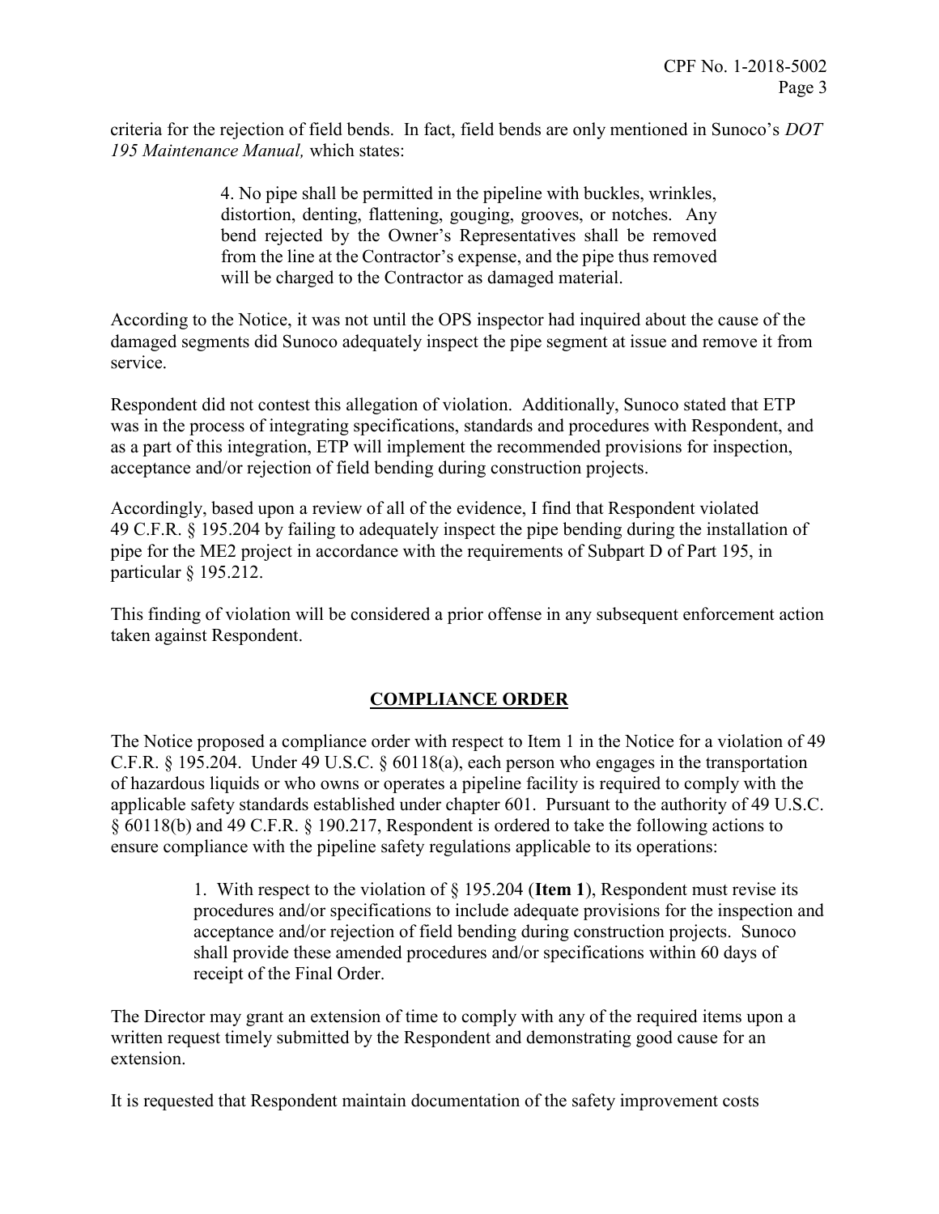criteria for the rejection of field bends. In fact, field bends are only mentioned in Sunoco's *DOT 195 Maintenance Manual,* which states:

> 4. No pipe shall be permitted in the pipeline with buckles, wrinkles, distortion, denting, flattening, gouging, grooves, or notches. Any bend rejected by the Owner's Representatives shall be removed from the line at the Contractor's expense, and the pipe thus removed will be charged to the Contractor as damaged material.

According to the Notice, it was not until the OPS inspector had inquired about the cause of the damaged segments did Sunoco adequately inspect the pipe segment at issue and remove it from service.

Respondent did not contest this allegation of violation. Additionally, Sunoco stated that ETP was in the process of integrating specifications, standards and procedures with Respondent, and as a part of this integration, ETP will implement the recommended provisions for inspection, acceptance and/or rejection of field bending during construction projects.

Accordingly, based upon a review of all of the evidence, I find that Respondent violated 49 C.F.R. § 195.204 by failing to adequately inspect the pipe bending during the installation of pipe for the ME2 project in accordance with the requirements of Subpart D of Part 195, in particular § 195.212.

This finding of violation will be considered a prior offense in any subsequent enforcement action taken against Respondent.

## COMPLIANCE ORDER

The Notice proposed a compliance order with respect to Item 1 in the Notice for a violation of 49 C.F.R. § 195.204. Under 49 U.S.C. § 60118(a), each person who engages in the transportation of hazardous liquids or who owns or operates a pipeline facility is required to comply with the applicable safety standards established under chapter 601. Pursuant to the authority of 49 U.S.C. § 60118(b) and 49 C.F.R. § 190.217, Respondent is ordered to take the following actions to ensure compliance with the pipeline safety regulations applicable to its operations:

> 1. With respect to the violation of § 195.204 (**Item 1**), Respondent must revise its procedures and/or specifications to include adequate provisions for the inspection and acceptance and/or rejection of field bending during construction projects. Sunoco shall provide these amended procedures and/or specifications within 60 days of receipt of the Final Order.

The Director may grant an extension of time to comply with any of the required items upon a written request timely submitted by the Respondent and demonstrating good cause for an extension.

It is requested that Respondent maintain documentation of the safety improvement costs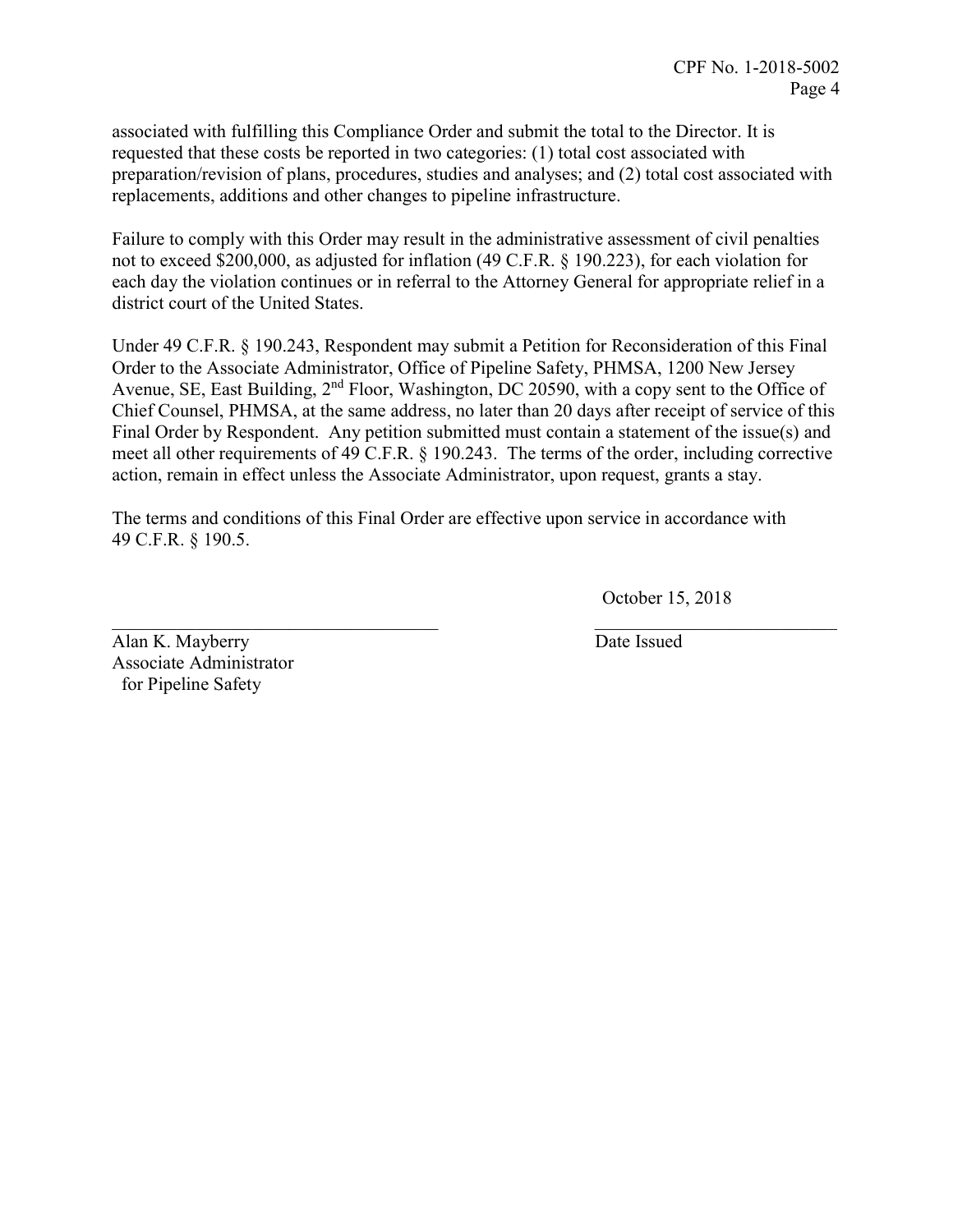associated with fulfilling this Compliance Order and submit the total to the Director. It is requested that these costs be reported in two categories: (1) total cost associated with preparation/revision of plans, procedures, studies and analyses; and (2) total cost associated with replacements, additions and other changes to pipeline infrastructure.

Failure to comply with this Order may result in the administrative assessment of civil penalties not to exceed $200,000, as adjusted for inflation (49 C.F.R. § 190.223), for each violation for each day the violation continues or in referral to the Attorney General for appropriate relief in a district court of the United States.

Under 49 C.F.R. § 190.243, Respondent may submit a Petition for Reconsideration of this Final Order to the Associate Administrator, Office of Pipeline Safety, PHMSA, 1200 New Jersey Avenue, SE, East Building, 2nd Floor, Washington, DC 20590, with a copy sent to the Office of Chief Counsel, PHMSA, at the same address, no later than 20 days after receipt of service of this Final Order by Respondent. Any petition submitted must contain a statement of the issue(s) and meet all other requirements of 49 C.F.R. § 190.243. The terms of the order, including corrective action, remain in effect unless the Associate Administrator, upon request, grants a stay.

The terms and conditions of this Final Order are effective upon service in accordance with 49 C.F.R. § 190.5.

October 15, 2018

\_\_\_\_\_\_\_\_\_\_\_\_\_\_\_\_\_\_\_\_\_\_\_\_\_\_\_\_\_\_\_\_\_\_\_ \_\_\_\_\_\_\_\_\_\_\_\_\_\_\_\_\_\_\_\_\_\_\_\_\_\_

Alan K. Mayberry  
Associate Administrator  
for Pipeline Safety

Date Issued